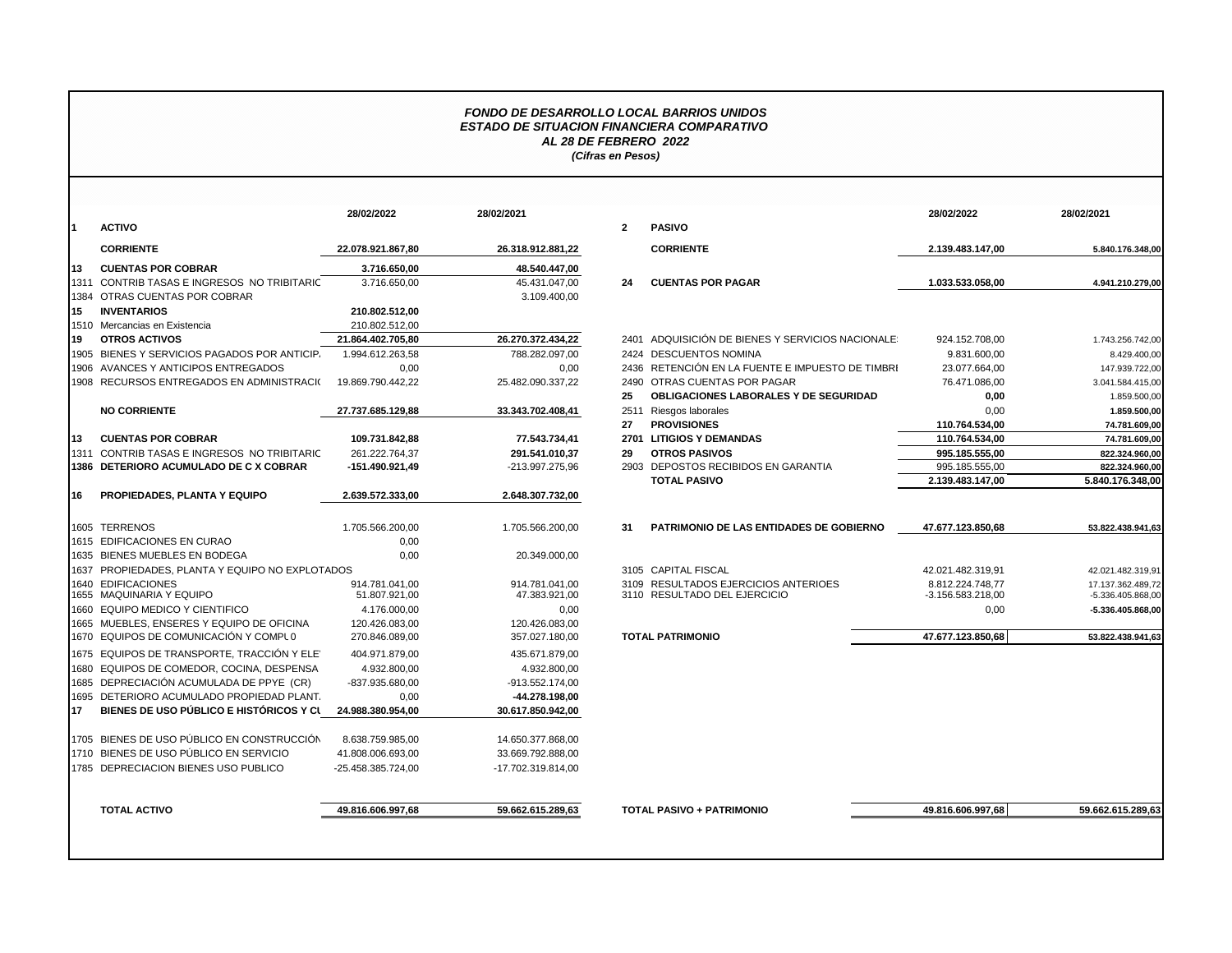***FONDO DE DESARROLLO LOCAL BARRIOS UNIDOS***
***ESTADO DE SITUACION FINANCIERA COMPARATIVO***
***AL 28 DE FEBRERO 2022***
***(Cifras en Pesos)***

| | | 28/02/2022 | 28/02/2021 |
|---|---|---|---|
| **1** | **ACTIVO** | | |
| | **CORRIENTE** | **22.078.921.867,80** | **26.318.912.881,22** |
| **13** | **CUENTAS POR COBRAR** | **3.716.650,00** | **48.540.447,00** |
| 1311 | CONTRIB TASAS E INGRESOS NO TRIBITARIO | 3.716.650,00 | 45.431.047,00 |
| 1384 | OTRAS CUENTAS POR COBRAR | | 3.109.400,00 |
| **15** | **INVENTARIOS** | **210.802.512,00** | |
| 1510 | Mercancias en Existencia | 210.802.512,00 | |
| **19** | **OTROS ACTIVOS** | **21.864.402.705,80** | **26.270.372.434,22** |
| 1905 | BIENES Y SERVICIOS PAGADOS POR ANTICIP. | 1.994.612.263,58 | 788.282.097,00 |
| 1906 | AVANCES Y ANTICIPOS ENTREGADOS | 0,00 | 0,00 |
| 1908 | RECURSOS ENTREGADOS EN ADMINISTRACIÓ | 19.869.790.442,22 | 25.482.090.337,22 |
| | **NO CORRIENTE** | **27.737.685.129,88** | **33.343.702.408,41** |
| **13** | **CUENTAS POR COBRAR** | **109.731.842,88** | **77.543.734,41** |
| 1311 | CONTRIB TASAS E INGRESOS NO TRIBITARIO | 261.222.764,37 | **291.541.010,37** |
| **1386** | **DETERIORO ACUMULADO DE C X COBRAR** | **-151.490.921,49** | -213.997.275,96 |
| **16** | **PROPIEDADES, PLANTA Y EQUIPO** | **2.639.572.333,00** | **2.648.307.732,00** |
| 1605 | TERRENOS | 1.705.566.200,00 | 1.705.566.200,00 |
| 1615 | EDIFICACIONES EN CURAO | 0,00 | |
| 1635 | BIENES MUEBLES EN BODEGA | 0,00 | 20.349.000,00 |
| 1637 | PROPIEDADES, PLANTA Y EQUIPO NO EXPLOTADOS | | |
| 1640 | EDIFICACIONES | 914.781.041,00 | 914.781.041,00 |
| 1655 | MAQUINARIA Y EQUIPO | 51.807.921,00 | 47.383.921,00 |
| 1660 | EQUIPO MEDICO Y CIENTIFICO | 4.176.000,00 | 0,00 |
| 1665 | MUEBLES, ENSERES Y EQUIPO DE OFICINA | 120.426.083,00 | 120.426.083,00 |
| 1670 | EQUIPOS DE COMUNICACIÓN Y COMPU0 | 270.846.089,00 | 357.027.180,00 |
| 1675 | EQUIPOS DE TRANSPORTE, TRACCIÓN Y ELE | 404.971.879,00 | 435.671.879,00 |
| 1680 | EQUIPOS DE COMEDOR, COCINA, DESPENSA | 4.932.800,00 | 4.932.800,00 |
| 1685 | DEPRECIACIÓN ACUMULADA DE PPYE (CR) | -837.935.680,00 | -913.552.174,00 |
| 1695 | DETERIORO ACUMULADO PROPIEDAD PLANT. | 0,00 | **-44.278.198,00** |
| **17** | **BIENES DE USO PÚBLICO E HISTÓRICOS Y CU** | **24.988.380.954,00** | **30.617.850.942,00** |
| 1705 | BIENES DE USO PÚBLICO EN CONSTRUCCIÓN | 8.638.759.985,00 | 14.650.377.868,00 |
| 1710 | BIENES DE USO PÚBLICO EN SERVICIO | 41.808.006.693,00 | 33.669.792.888,00 |
| 1785 | DEPRECIACION BIENES USO PUBLICO | -25.458.385.724,00 | -17.702.319.814,00 |
| | **TOTAL ACTIVO** | **49.816.606.997,68** | **59.662.615.289,63** |

| | | 28/02/2022 | 28/02/2021 |
|---|---|---|---|
| **2** | **PASIVO** | | |
| | **CORRIENTE** | **2.139.483.147,00** | **5.840.176.348,00** |
| **24** | **CUENTAS POR PAGAR** | **1.033.533.058,00** | **4.941.210.279,00** |
| 2401 | ADQUISICIÓN DE BIENES Y SERVICIOS NACIONALE | 924.152.708,00 | 1.743.256.742,00 |
| 2424 | DESCUENTOS NOMINA | 9.831.600,00 | 8.429.400,00 |
| 2436 | RETENCIÓN EN LA FUENTE E IMPUESTO DE TIMBRE | 23.077.664,00 | 147.939.722,00 |
| 2490 | OTRAS CUENTAS POR PAGAR | 76.471.086,00 | 3.041.584.415,00 |
| **25** | **OBLIGACIONES LABORALES Y DE SEGURIDAD** | **0,00** | 1.859.500,00 |
| 2511 | Riesgos laborales | 0,00 | **1.859.500,00** |
| **27** | **PROVISIONES** | **110.764.534,00** | **74.781.609,00** |
| **2701** | **LITIGIOS Y DEMANDAS** | **110.764.534,00** | **74.781.609,00** |
| **29** | **OTROS PASIVOS** | **995.185.555,00** | **822.324.960,00** |
| 2903 | DEPOSTOS RECIBIDOS EN GARANTIA | 995.185.555,00 | **822.324.960,00** |
| | **TOTAL PASIVO** | **2.139.483.147,00** | **5.840.176.348,00** |
| **31** | **PATRIMONIO DE LAS ENTIDADES DE GOBIERNO** | **47.677.123.850,68** | **53.822.438.941,63** |
| 3105 | CAPITAL FISCAL | 42.021.482.319,91 | 42.021.482.319,91 |
| 3109 | RESULTADOS EJERCICIOS ANTERIOES | 8.812.224.748,77 | 17.137.362.489,72 |
| 3110 | RESULTADO DEL EJERCICIO | -3.156.583.218,00 | -5.336.405.868,00 |
| | | 0,00 | **-5.336.405.868,00** |
| | **TOTAL PATRIMONIO** | **47.677.123.850,68** | **53.822.438.941,63** |
| | **TOTAL PASIVO + PATRIMONIO** | **49.816.606.997,68** | **59.662.615.289,63** |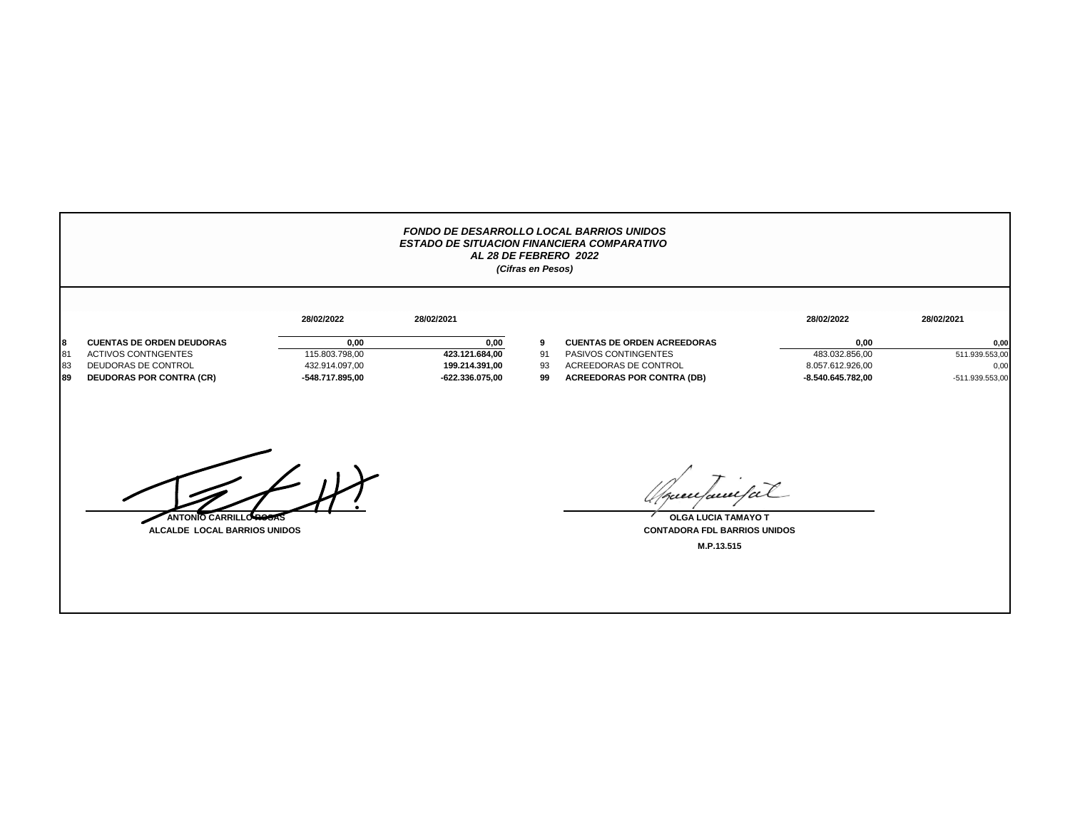***FONDO DE DESARROLLO LOCAL BARRIOS UNIDOS***
***ESTADO DE SITUACION FINANCIERA COMPARATIVO***
***AL 28 DE FEBRERO 2022***
***(Cifras en Pesos)***

| | | 28/02/2022 | 28/02/2021 | | | 28/02/2022 | 28/02/2021 |
|---|---|---|---|---|---|---|---|
| **8** | **CUENTAS DE ORDEN DEUDORAS** | **0,00** | **0,00** | **9** | **CUENTAS DE ORDEN ACREEDORAS** | **0,00** | **0,00** |
| 81 | ACTIVOS CONTNGENTES | 115.803.798,00 | **423.121.684,00** | 91 | PASIVOS CONTINGENTES | 483.032.856,00 | 511.939.553,00 |
| 83 | DEUDORAS DE CONTROL | 432.914.097,00 | **199.214.391,00** | 93 | ACREEDORAS DE CONTROL | 8.057.612.926,00 | 0,00 |
| **89** | **DEUDORAS POR CONTRA (CR)** | **-548.717.895,00** | **-622.336.075,00** | **99** | **ACREEDORAS POR CONTRA (DB)** | **-8.540.645.782,00** | -511.939.553,00 |

**ANTONIO CARRILLO ROSAS**
**ALCALDE LOCAL BARRIOS UNIDOS**

**OLGA LUCIA TAMAYO T**
**CONTADORA FDL BARRIOS UNIDOS**
**M.P.13.515**